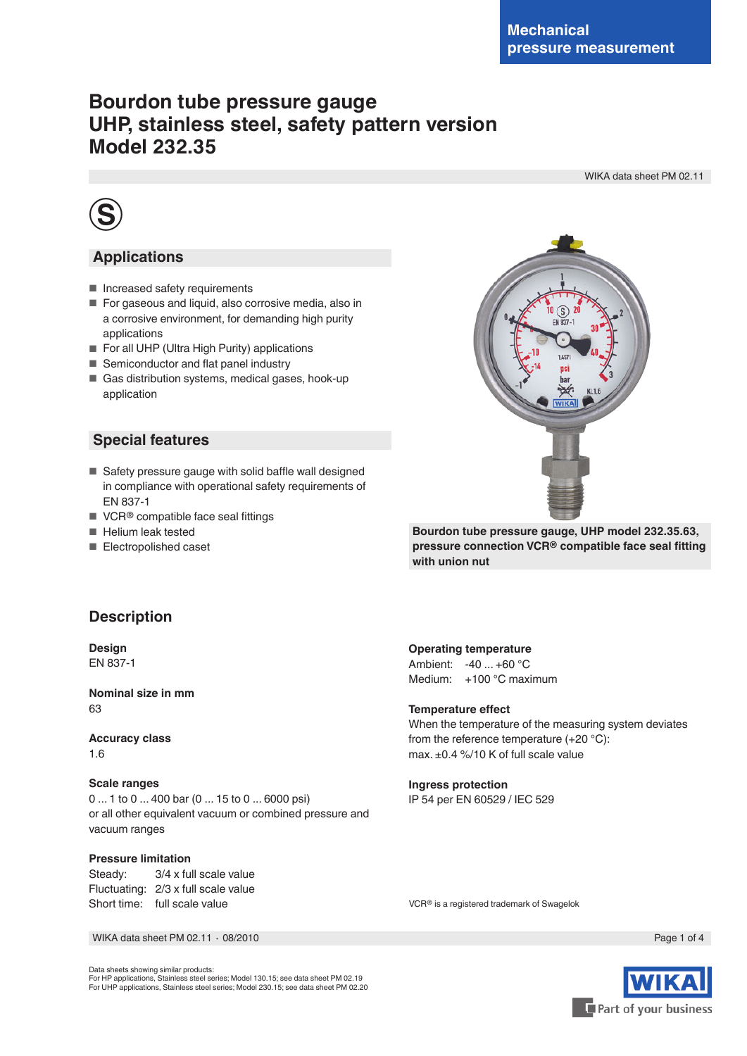Mechanical pressure measurement

# Bourdon tube pressure gauge
# UHP, stainless steel, safety pattern version
# Model 232.35

WIKA data sheet PM 02.11

## Applications

- Increased safety requirements
- For gaseous and liquid, also corrosive media, also in a corrosive environment, for demanding high purity applications
- For all UHP (Ultra High Purity) applications
- Semiconductor and flat panel industry
- Gas distribution systems, medical gases, hook-up application

## Special features

- Safety pressure gauge with solid baffle wall designed in compliance with operational safety requirements of EN 837-1
- VCR® compatible face seal fittings
- Helium leak tested
- Electropolished caset

**Bourdon tube pressure gauge, UHP model 232.35.63, pressure connection VCR® compatible face seal fitting with union nut**

## Description

**Design**
EN 837-1

**Nominal size in mm**
63

**Accuracy class**
1.6

**Scale ranges**
0 ... 1 to 0 ... 400 bar (0 ... 15 to 0 ... 6000 psi)
or all other equivalent vacuum or combined pressure and vacuum ranges

**Pressure limitation**
Steady: 3/4 x full scale value
Fluctuating: 2/3 x full scale value
Short time: full scale value

**Operating temperature**
Ambient: -40 ... +60 °C
Medium: +100 °C maximum

**Temperature effect**
When the temperature of the measuring system deviates from the reference temperature (+20 °C):
max. ±0.4 %/10 K of full scale value

**Ingress protection**
IP 54 per EN 60529 / IEC 529

VCR® is a registered trademark of Swagelok

WIKA data sheet PM 02.11 · 08/2010

Data sheets showing similar products:
For HP applications, Stainless steel series; Model 130.15; see data sheet PM 02.19
For UHP applications, Stainless steel series; Model 230.15; see data sheet PM 02.20

WIKA Part of your business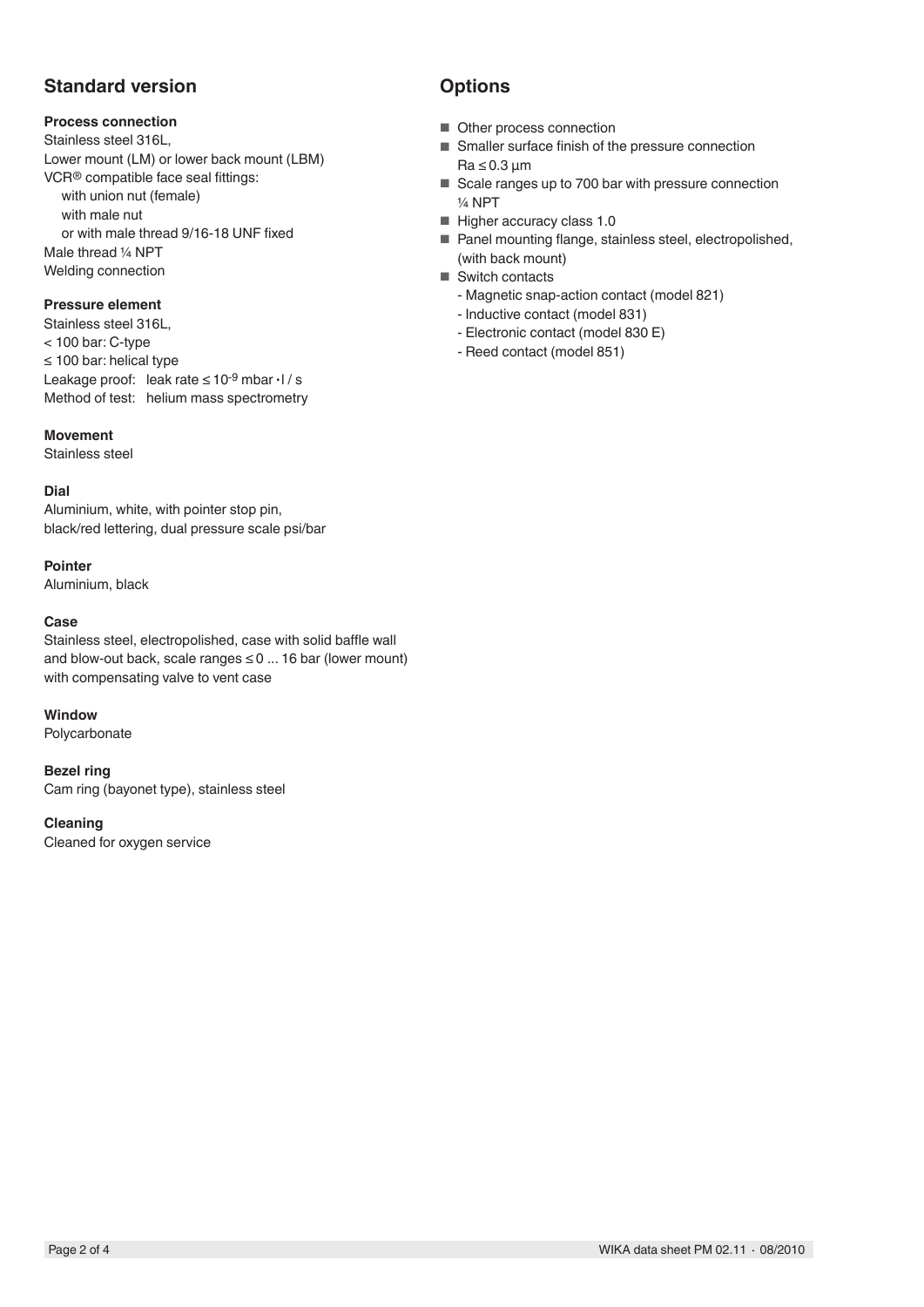## Standard version

### Process connection

Stainless steel 316L,
Lower mount (LM) or lower back mount (LBM)
VCR® compatible face seal fittings:
- with union nut (female)
- with male nut
- or with male thread 9/16-18 UNF fixed

Male thread ¼ NPT
Welding connection

### Pressure element

Stainless steel 316L,
< 100 bar: C-type
≤ 100 bar: helical type
Leakage proof: leak rate ≤ $10^{-9}$ mbar · l / s
Method of test: helium mass spectrometry

### Movement

Stainless steel

### Dial

Aluminium, white, with pointer stop pin,
black/red lettering, dual pressure scale psi/bar

### Pointer

Aluminium, black

### Case

Stainless steel, electropolished, case with solid baffle wall and blow-out back, scale ranges ≤ 0 ... 16 bar (lower mount) with compensating valve to vent case

### Window

Polycarbonate

### Bezel ring

Cam ring (bayonet type), stainless steel

### Cleaning

Cleaned for oxygen service

## Options

- Other process connection
- Smaller surface finish of the pressure connection Ra ≤ 0.3 µm
- Scale ranges up to 700 bar with pressure connection ¼ NPT
- Higher accuracy class 1.0
- Panel mounting flange, stainless steel, electropolished, (with back mount)
- Switch contacts
  - Magnetic snap-action contact (model 821)
  - Inductive contact (model 831)
  - Electronic contact (model 830 E)
  - Reed contact (model 851)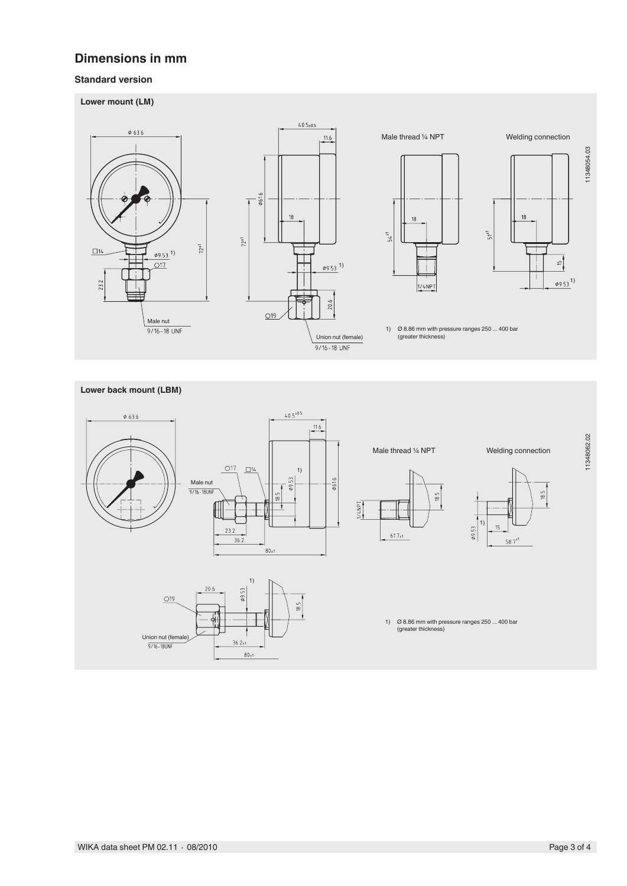# Dimensions in mm

### Standard version

**Lower mount (LM)**

Male thread ¼ NPT

Welding connection

11348054.03

Male nut
9/16 - 18 UNF

Union nut (female)
9/16 - 18 UNF

1) Ø 8.86 mm with pressure ranges 250 ... 400 bar (greater thickness)

**Lower back mount (LBM)**

Male thread ¼ NPT

Welding connection

11348062.02

Male nut
9/16-18UNF

Union nut (female)
9/16-18UNF

1) Ø 8.86 mm with pressure ranges 250 ... 400 bar (greater thickness)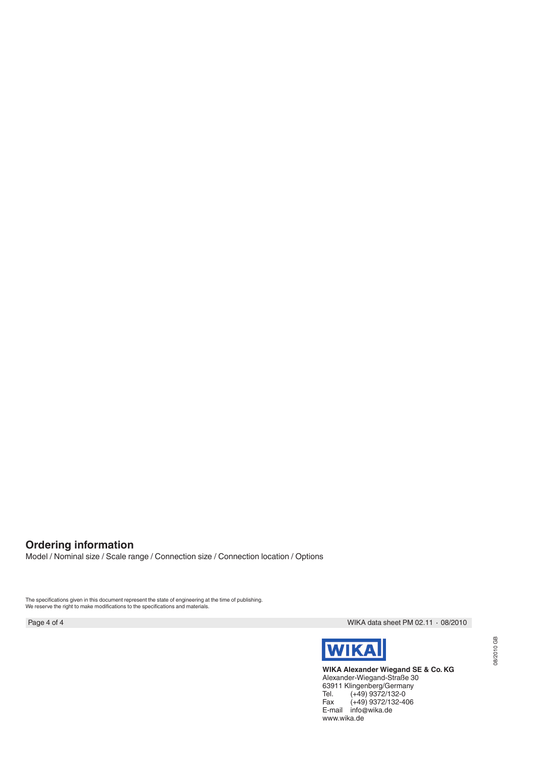## Ordering information

Model / Nominal size / Scale range / Connection size / Connection location / Options

The specifications given in this document represent the state of engineering at the time of publishing.
We reserve the right to make modifications to the specifications and materials.

**WIKA Alexander Wiegand SE & Co. KG**
Alexander-Wiegand-Straße 30
63911 Klingenberg/Germany
Tel. (+49) 9372/132-0
Fax (+49) 9372/132-406
E-mail info@wika.de
www.wika.de